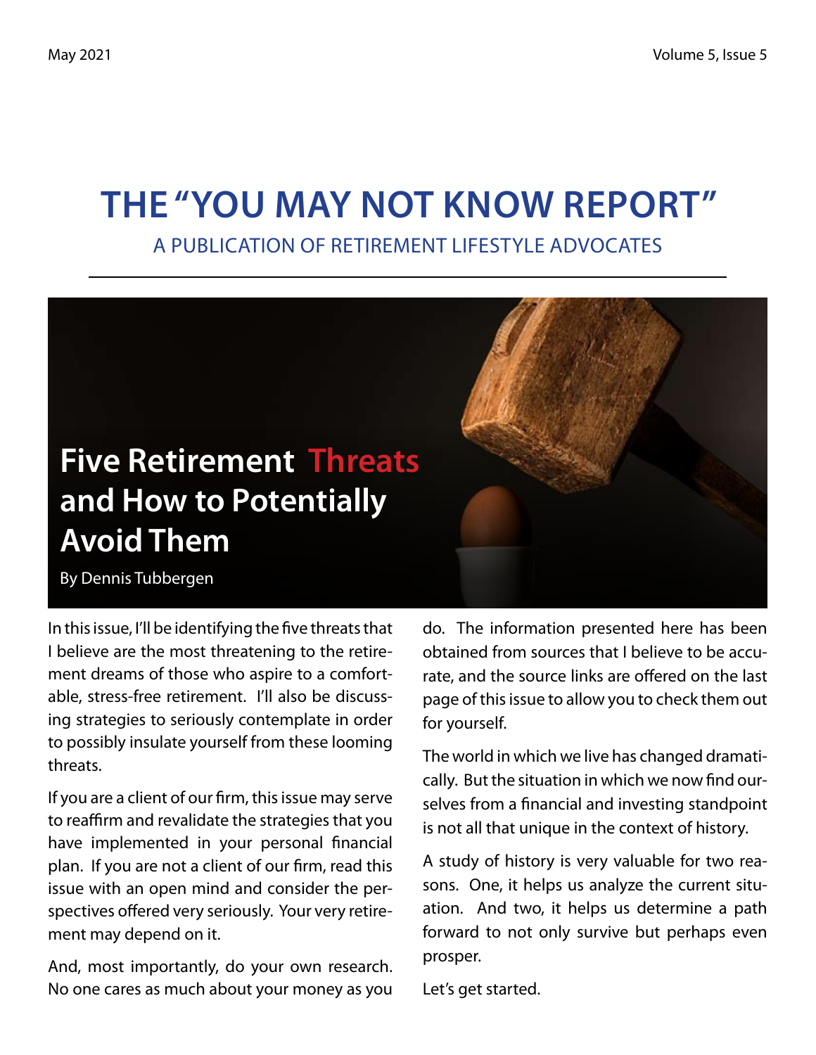# THE "YOU MAY NOT KNOW REPORT"

A PUBLICATION OF RETIREMENT LIFESTYLE ADVOCATES

## Five Retirement Threats and How to Potentially Avoid Them

By Dennis Tubbergen

In this issue, I'll be identifying the five threats that I believe are the most threatening to the retirement dreams of those who aspire to a comfortable, stress-free retirement. I'll also be discussing strategies to seriously contemplate in order to possibly insulate yourself from these looming threats.

If you are a client of our firm, this issue may serve to reaffirm and revalidate the strategies that you have implemented in your personal financial plan. If you are not a client of our firm, read this issue with an open mind and consider the perspectives offered very seriously. Your very retirement may depend on it.

And, most importantly, do your own research. No one cares as much about your money as you do. The information presented here has been obtained from sources that I believe to be accurate, and the source links are offered on the last page of this issue to allow you to check them out for yourself.

The world in which we live has changed dramatically. But the situation in which we now find ourselves from a financial and investing standpoint is not all that unique in the context of history.

A study of history is very valuable for two reasons. One, it helps us analyze the current situation. And two, it helps us determine a path forward to not only survive but perhaps even prosper.

Let's get started.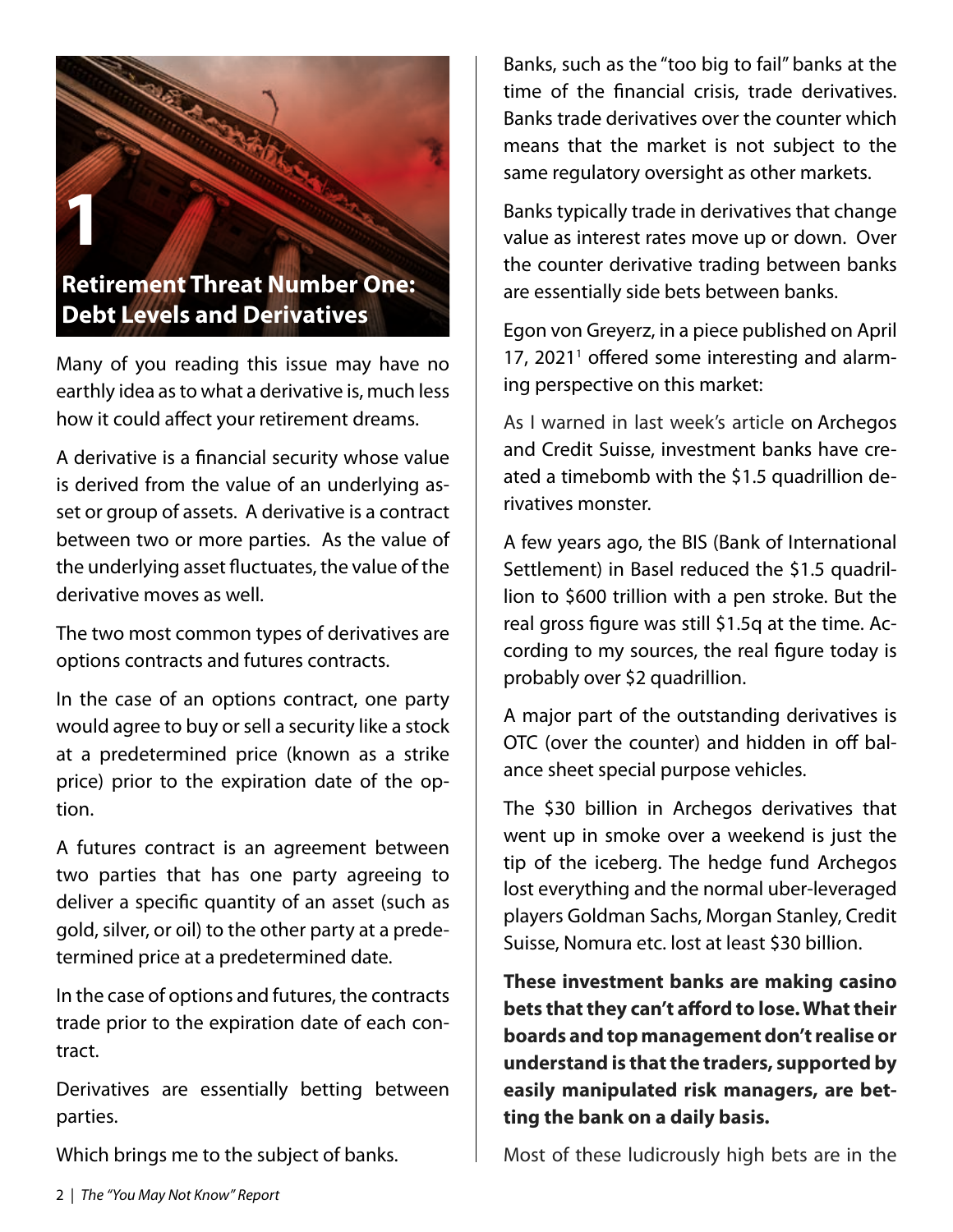# 1 Retirement Threat Number One: Debt Levels and Derivatives

Many of you reading this issue may have no earthly idea as to what a derivative is, much less how it could affect your retirement dreams.

A derivative is a financial security whose value is derived from the value of an underlying asset or group of assets. A derivative is a contract between two or more parties. As the value of the underlying asset fluctuates, the value of the derivative moves as well.

The two most common types of derivatives are options contracts and futures contracts.

In the case of an options contract, one party would agree to buy or sell a security like a stock at a predetermined price (known as a strike price) prior to the expiration date of the option.

A futures contract is an agreement between two parties that has one party agreeing to deliver a specific quantity of an asset (such as gold, silver, or oil) to the other party at a predetermined price at a predetermined date.

In the case of options and futures, the contracts trade prior to the expiration date of each contract.

Derivatives are essentially betting between parties.

Which brings me to the subject of banks.

Banks, such as the "too big to fail" banks at the time of the financial crisis, trade derivatives. Banks trade derivatives over the counter which means that the market is not subject to the same regulatory oversight as other markets.

Banks typically trade in derivatives that change value as interest rates move up or down. Over the counter derivative trading between banks are essentially side bets between banks.

Egon von Greyerz, in a piece published on April 17, 2021[1] offered some interesting and alarming perspective on this market:

As I warned in last week's article on Archegos and Credit Suisse, investment banks have created a timebomb with the $1.5 quadrillion derivatives monster.

A few years ago, the BIS (Bank of International Settlement) in Basel reduced the $1.5 quadrillion to $600 trillion with a pen stroke. But the real gross figure was still $1.5q at the time. According to my sources, the real figure today is probably over $2 quadrillion.

A major part of the outstanding derivatives is OTC (over the counter) and hidden in off balance sheet special purpose vehicles.

The $30 billion in Archegos derivatives that went up in smoke over a weekend is just the tip of the iceberg. The hedge fund Archegos lost everything and the normal uber-leveraged players Goldman Sachs, Morgan Stanley, Credit Suisse, Nomura etc. lost at least $30 billion.

**These investment banks are making casino bets that they can't afford to lose. What their boards and top management don't realise or understand is that the traders, supported by easily manipulated risk managers, are betting the bank on a daily basis.**

Most of these ludicrously high bets are in the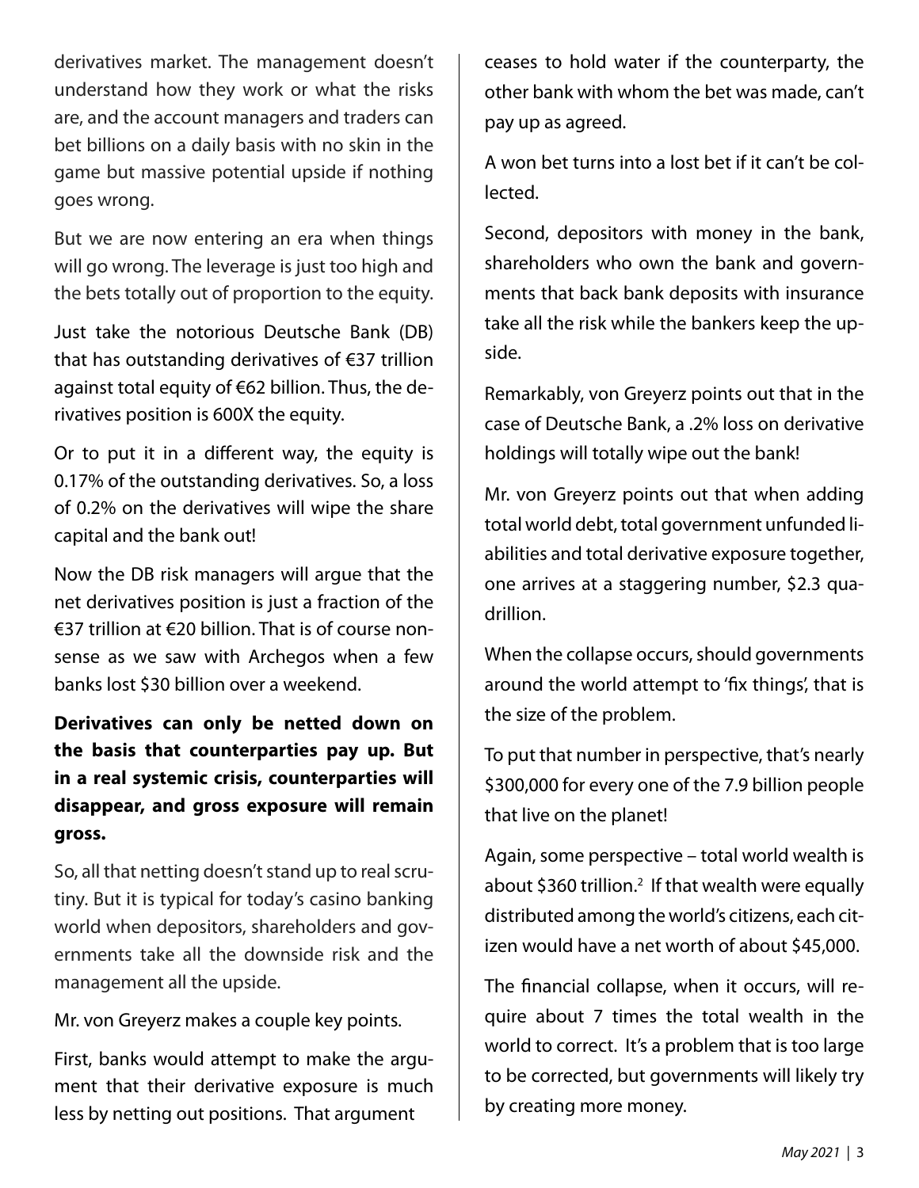derivatives market. The management doesn't understand how they work or what the risks are, and the account managers and traders can bet billions on a daily basis with no skin in the game but massive potential upside if nothing goes wrong.

But we are now entering an era when things will go wrong. The leverage is just too high and the bets totally out of proportion to the equity.

Just take the notorious Deutsche Bank (DB) that has outstanding derivatives of €37 trillion against total equity of €62 billion. Thus, the derivatives position is 600X the equity.

Or to put it in a different way, the equity is 0.17% of the outstanding derivatives. So, a loss of 0.2% on the derivatives will wipe the share capital and the bank out!

Now the DB risk managers will argue that the net derivatives position is just a fraction of the €37 trillion at €20 billion. That is of course nonsense as we saw with Archegos when a few banks lost $30 billion over a weekend.

**Derivatives can only be netted down on the basis that counterparties pay up. But in a real systemic crisis, counterparties will disappear, and gross exposure will remain gross.**

So, all that netting doesn't stand up to real scrutiny. But it is typical for today's casino banking world when depositors, shareholders and governments take all the downside risk and the management all the upside.

Mr. von Greyerz makes a couple key points.

First, banks would attempt to make the argument that their derivative exposure is much less by netting out positions. That argument ceases to hold water if the counterparty, the other bank with whom the bet was made, can't pay up as agreed.

A won bet turns into a lost bet if it can't be collected.

Second, depositors with money in the bank, shareholders who own the bank and governments that back bank deposits with insurance take all the risk while the bankers keep the upside.

Remarkably, von Greyerz points out that in the case of Deutsche Bank, a .2% loss on derivative holdings will totally wipe out the bank!

Mr. von Greyerz points out that when adding total world debt, total government unfunded liabilities and total derivative exposure together, one arrives at a staggering number, $2.3 quadrillion.

When the collapse occurs, should governments around the world attempt to 'fix things', that is the size of the problem.

To put that number in perspective, that's nearly $300,000 for every one of the 7.9 billion people that live on the planet!

Again, some perspective – total world wealth is about $360 trillion.[2] If that wealth were equally distributed among the world's citizens, each citizen would have a net worth of about $45,000.

The financial collapse, when it occurs, will require about 7 times the total wealth in the world to correct. It's a problem that is too large to be corrected, but governments will likely try by creating more money.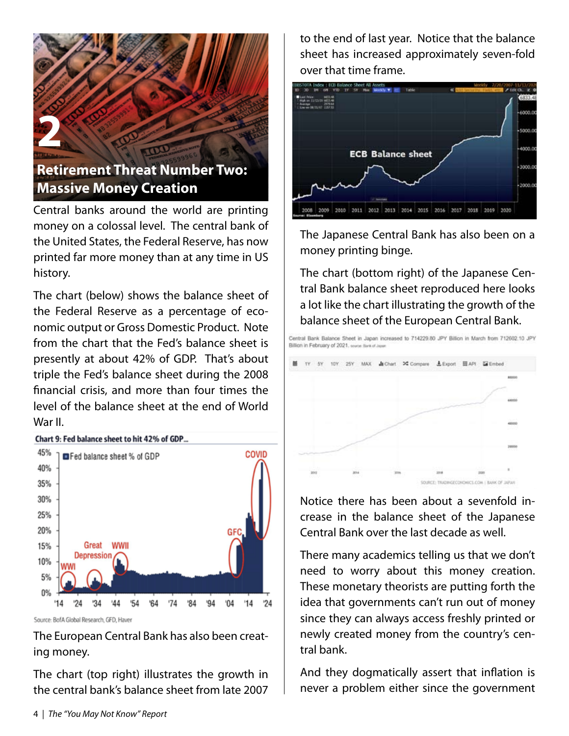## 2 Retirement Threat Number Two: Massive Money Creation

Central banks around the world are printing money on a colossal level. The central bank of the United States, the Federal Reserve, has now printed far more money than at any time in US history.

The chart (below) shows the balance sheet of the Federal Reserve as a percentage of economic output or Gross Domestic Product. Note from the chart that the Fed's balance sheet is presently at about 42% of GDP. That's about triple the Fed's balance sheet during the 2008 financial crisis, and more than four times the level of the balance sheet at the end of World War II.

**Chart 9: Fed balance sheet to hit 42% of GDP...**

Source: BofA Global Research, GFD, Haver

The European Central Bank has also been creating money.

The chart (top right) illustrates the growth in the central bank's balance sheet from late 2007 to the end of last year. Notice that the balance sheet has increased approximately seven-fold over that time frame.

The Japanese Central Bank has also been on a money printing binge.

The chart (bottom right) of the Japanese Central Bank balance sheet reproduced here looks a lot like the chart illustrating the growth of the balance sheet of the European Central Bank.

Central Bank Balance Sheet in Japan increased to 714229.80 JPY Billion in March from 712602.10 JPY Billion in February of 2021.

Notice there has been about a sevenfold increase in the balance sheet of the Japanese Central Bank over the last decade as well.

There many academics telling us that we don't need to worry about this money creation. These monetary theorists are putting forth the idea that governments can't run out of money since they can always access freshly printed or newly created money from the country's central bank.

And they dogmatically assert that inflation is never a problem either since the government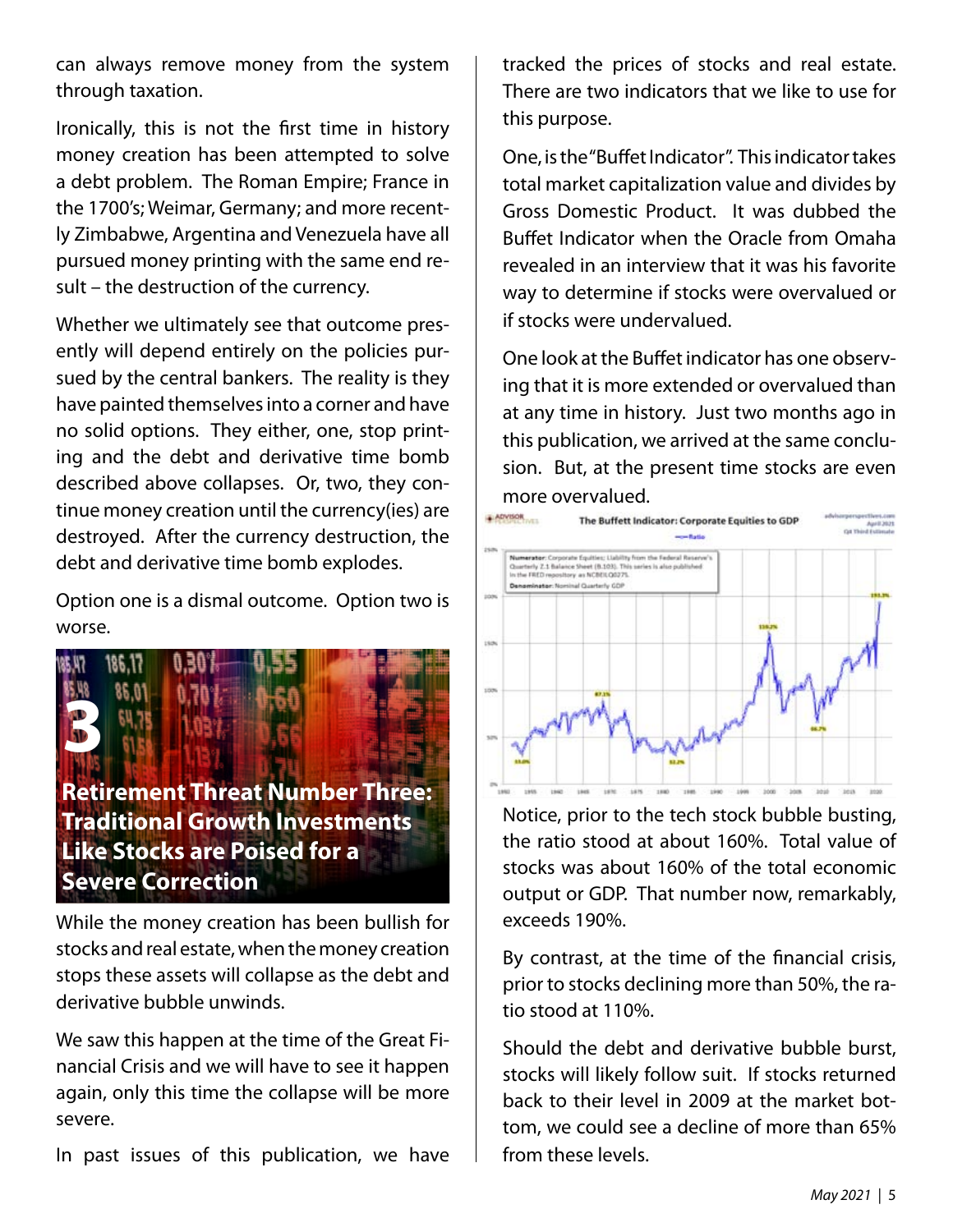can always remove money from the system through taxation.

Ironically, this is not the first time in history money creation has been attempted to solve a debt problem. The Roman Empire; France in the 1700's; Weimar, Germany; and more recently Zimbabwe, Argentina and Venezuela have all pursued money printing with the same end result – the destruction of the currency.

Whether we ultimately see that outcome presently will depend entirely on the policies pursued by the central bankers. The reality is they have painted themselves into a corner and have no solid options. They either, one, stop printing and the debt and derivative time bomb described above collapses. Or, two, they continue money creation until the currency(ies) are destroyed. After the currency destruction, the debt and derivative time bomb explodes.

Option one is a dismal outcome. Option two is worse.

## 3 Retirement Threat Number Three: Traditional Growth Investments Like Stocks are Poised for a Severe Correction

While the money creation has been bullish for stocks and real estate, when the money creation stops these assets will collapse as the debt and derivative bubble unwinds.

We saw this happen at the time of the Great Financial Crisis and we will have to see it happen again, only this time the collapse will be more severe.

In past issues of this publication, we have tracked the prices of stocks and real estate. There are two indicators that we like to use for this purpose.

One, is the "Buffet Indicator". This indicator takes total market capitalization value and divides by Gross Domestic Product. It was dubbed the Buffet Indicator when the Oracle from Omaha revealed in an interview that it was his favorite way to determine if stocks were overvalued or if stocks were undervalued.

One look at the Buffet indicator has one observing that it is more extended or overvalued than at any time in history. Just two months ago in this publication, we arrived at the same conclusion. But, at the present time stocks are even more overvalued.

Notice, prior to the tech stock bubble busting, the ratio stood at about 160%. Total value of stocks was about 160% of the total economic output or GDP. That number now, remarkably, exceeds 190%.

By contrast, at the time of the financial crisis, prior to stocks declining more than 50%, the ratio stood at 110%.

Should the debt and derivative bubble burst, stocks will likely follow suit. If stocks returned back to their level in 2009 at the market bottom, we could see a decline of more than 65% from these levels.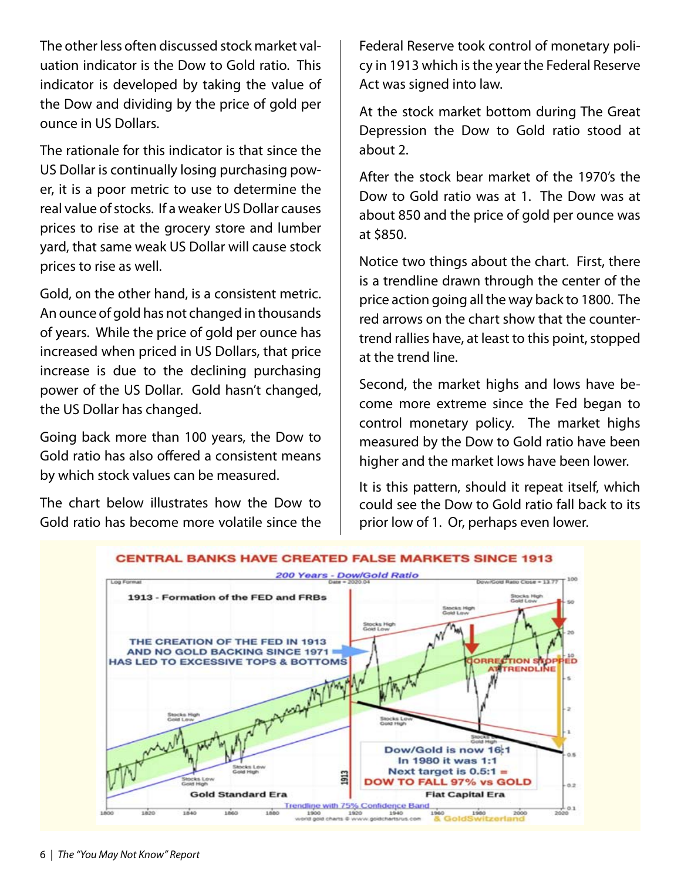The other less often discussed stock market valuation indicator is the Dow to Gold ratio. This indicator is developed by taking the value of the Dow and dividing by the price of gold per ounce in US Dollars.

The rationale for this indicator is that since the US Dollar is continually losing purchasing power, it is a poor metric to use to determine the real value of stocks. If a weaker US Dollar causes prices to rise at the grocery store and lumber yard, that same weak US Dollar will cause stock prices to rise as well.

Gold, on the other hand, is a consistent metric. An ounce of gold has not changed in thousands of years. While the price of gold per ounce has increased when priced in US Dollars, that price increase is due to the declining purchasing power of the US Dollar. Gold hasn't changed, the US Dollar has changed.

Going back more than 100 years, the Dow to Gold ratio has also offered a consistent means by which stock values can be measured.

The chart below illustrates how the Dow to Gold ratio has become more volatile since the Federal Reserve took control of monetary policy in 1913 which is the year the Federal Reserve Act was signed into law.

At the stock market bottom during The Great Depression the Dow to Gold ratio stood at about 2.

After the stock bear market of the 1970's the Dow to Gold ratio was at 1. The Dow was at about 850 and the price of gold per ounce was at $850.

Notice two things about the chart. First, there is a trendline drawn through the center of the price action going all the way back to 1800. The red arrows on the chart show that the counter-trend rallies have, at least to this point, stopped at the trend line.

Second, the market highs and lows have become more extreme since the Fed began to control monetary policy. The market highs measured by the Dow to Gold ratio have been higher and the market lows have been lower.

It is this pattern, should it repeat itself, which could see the Dow to Gold ratio fall back to its prior low of 1. Or, perhaps even lower.

**CENTRAL BANKS HAVE CREATED FALSE MARKETS SINCE 1913**

*200 Years - Dow/Gold Ratio*

1913 - Formation of the FED and FRBs

THE CREATION OF THE FED IN 1913 AND NO GOLD BACKING SINCE 1971 HAS LED TO EXCESSIVE TOPS & BOTTOMS

CORRECTION STOPPED AT TRENDLINE

Dow/Gold is now 16:1
In 1980 it was 1:1
Next target is 0.5:1 =
DOW TO FALL 97% vs GOLD

Gold Standard Era — Fiat Capital Era

Trendline with 75% Confidence Band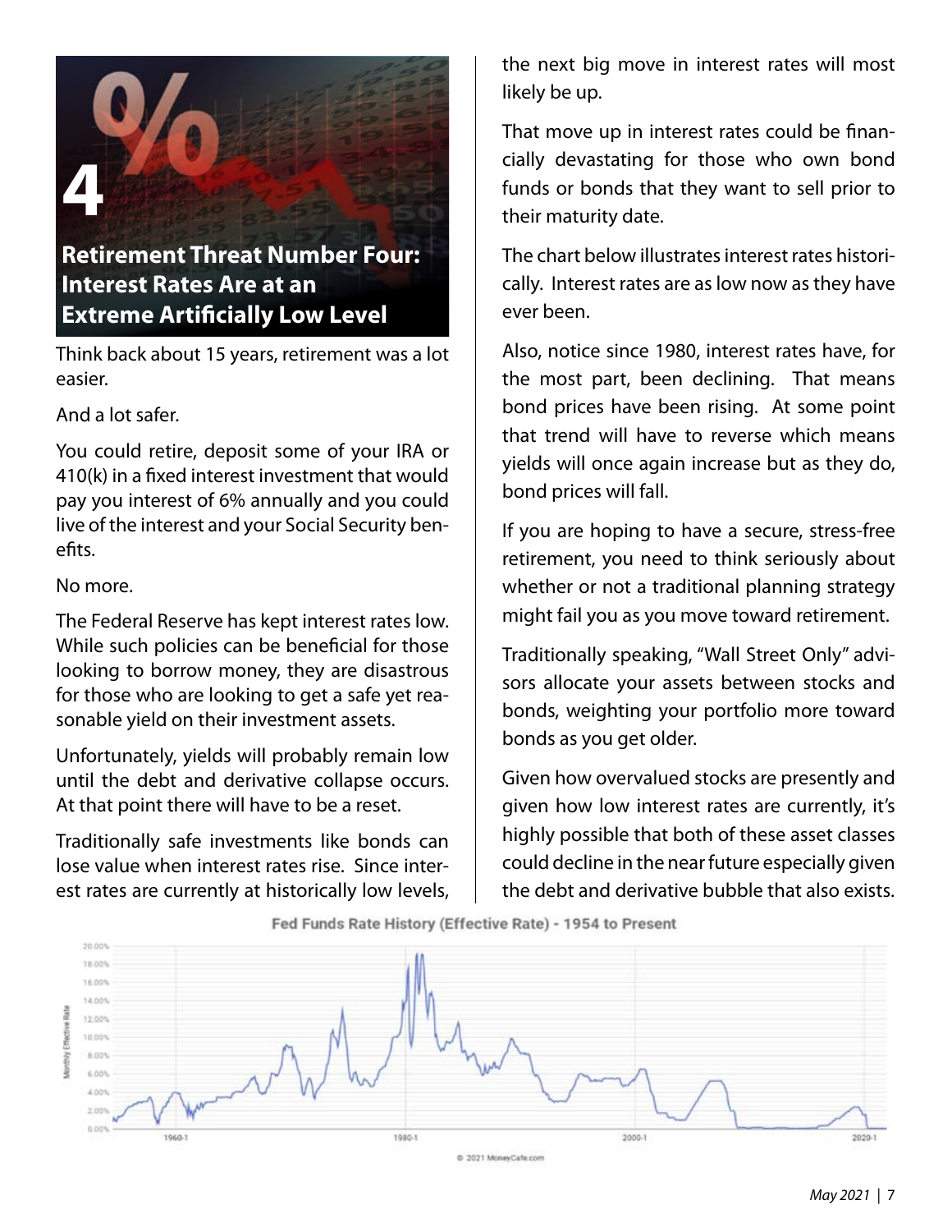## Retirement Threat Number Four: Interest Rates Are at an Extreme Artificially Low Level

Think back about 15 years, retirement was a lot easier.

And a lot safer.

You could retire, deposit some of your IRA or 410(k) in a fixed interest investment that would pay you interest of 6% annually and you could live of the interest and your Social Security benefits.

No more.

The Federal Reserve has kept interest rates low. While such policies can be beneficial for those looking to borrow money, they are disastrous for those who are looking to get a safe yet reasonable yield on their investment assets.

Unfortunately, yields will probably remain low until the debt and derivative collapse occurs. At that point there will have to be a reset.

Traditionally safe investments like bonds can lose value when interest rates rise. Since interest rates are currently at historically low levels, the next big move in interest rates will most likely be up.

That move up in interest rates could be financially devastating for those who own bond funds or bonds that they want to sell prior to their maturity date.

The chart below illustrates interest rates historically. Interest rates are as low now as they have ever been.

Also, notice since 1980, interest rates have, for the most part, been declining. That means bond prices have been rising. At some point that trend will have to reverse which means yields will once again increase but as they do, bond prices will fall.

If you are hoping to have a secure, stress-free retirement, you need to think seriously about whether or not a traditional planning strategy might fail you as you move toward retirement.

Traditionally speaking, "Wall Street Only" advisors allocate your assets between stocks and bonds, weighting your portfolio more toward bonds as you get older.

Given how overvalued stocks are presently and given how low interest rates are currently, it's highly possible that both of these asset classes could decline in the near future especially given the debt and derivative bubble that also exists.

Fed Funds Rate History (Effective Rate) - 1954 to Present

© 2021 MoneyCafe.com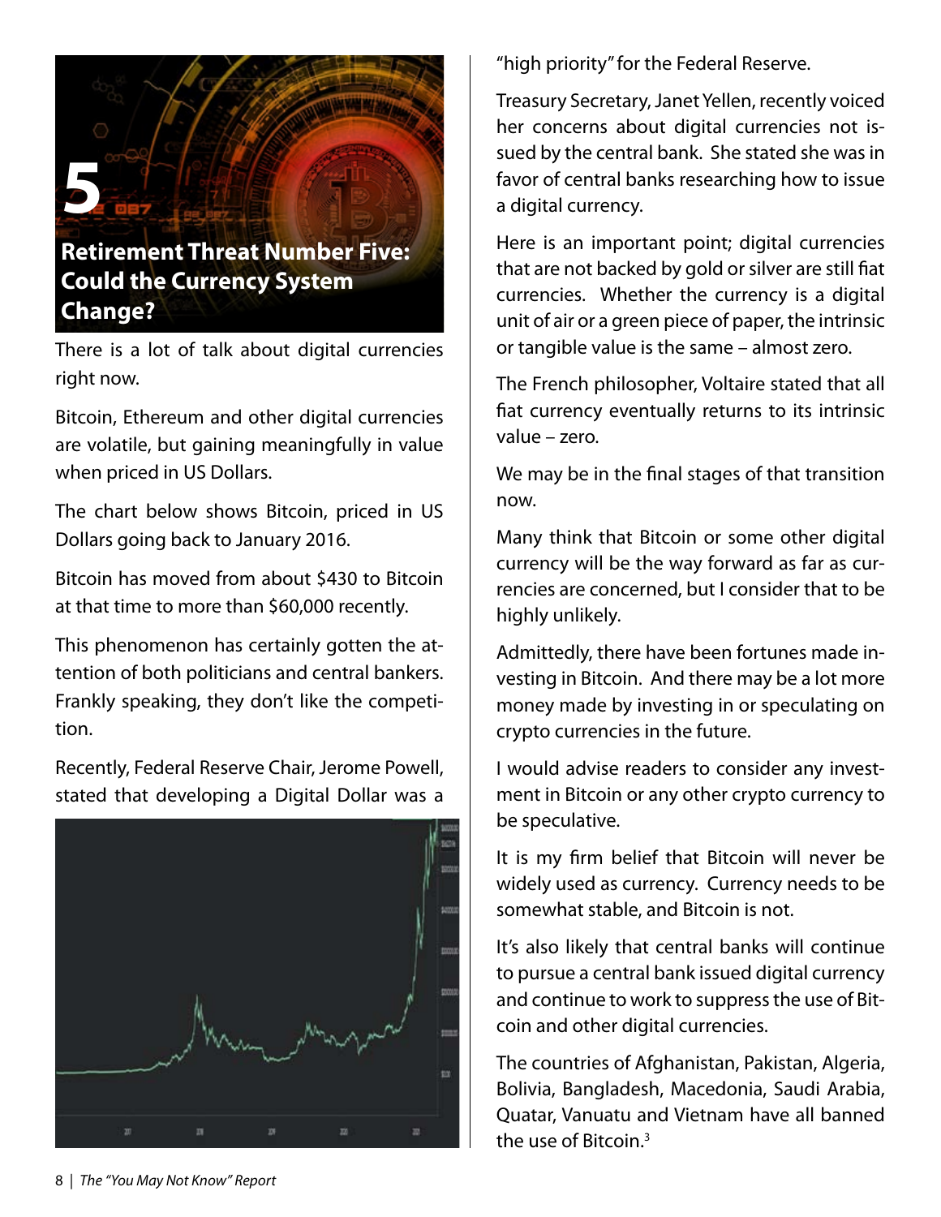## 5 Retirement Threat Number Five: Could the Currency System Change?

There is a lot of talk about digital currencies right now.

Bitcoin, Ethereum and other digital currencies are volatile, but gaining meaningfully in value when priced in US Dollars.

The chart below shows Bitcoin, priced in US Dollars going back to January 2016.

Bitcoin has moved from about $430 to Bitcoin at that time to more than $60,000 recently.

This phenomenon has certainly gotten the attention of both politicians and central bankers. Frankly speaking, they don't like the competition.

Recently, Federal Reserve Chair, Jerome Powell, stated that developing a Digital Dollar was a "high priority" for the Federal Reserve.

Treasury Secretary, Janet Yellen, recently voiced her concerns about digital currencies not issued by the central bank. She stated she was in favor of central banks researching how to issue a digital currency.

Here is an important point; digital currencies that are not backed by gold or silver are still fiat currencies. Whether the currency is a digital unit of air or a green piece of paper, the intrinsic or tangible value is the same – almost zero.

The French philosopher, Voltaire stated that all fiat currency eventually returns to its intrinsic value – zero.

We may be in the final stages of that transition now.

Many think that Bitcoin or some other digital currency will be the way forward as far as currencies are concerned, but I consider that to be highly unlikely.

Admittedly, there have been fortunes made investing in Bitcoin. And there may be a lot more money made by investing in or speculating on crypto currencies in the future.

I would advise readers to consider any investment in Bitcoin or any other crypto currency to be speculative.

It is my firm belief that Bitcoin will never be widely used as currency. Currency needs to be somewhat stable, and Bitcoin is not.

It's also likely that central banks will continue to pursue a central bank issued digital currency and continue to work to suppress the use of Bitcoin and other digital currencies.

The countries of Afghanistan, Pakistan, Algeria, Bolivia, Bangladesh, Macedonia, Saudi Arabia, Quatar, Vanuatu and Vietnam have all banned the use of Bitcoin.[3]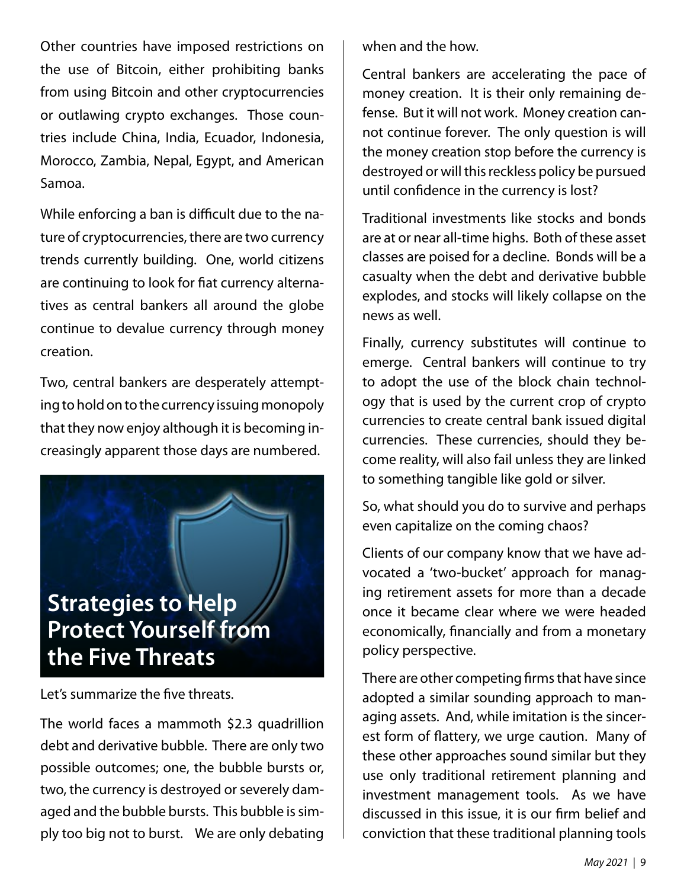Other countries have imposed restrictions on the use of Bitcoin, either prohibiting banks from using Bitcoin and other cryptocurrencies or outlawing crypto exchanges. Those countries include China, India, Ecuador, Indonesia, Morocco, Zambia, Nepal, Egypt, and American Samoa.

While enforcing a ban is difficult due to the nature of cryptocurrencies, there are two currency trends currently building. One, world citizens are continuing to look for fiat currency alternatives as central bankers all around the globe continue to devalue currency through money creation.

Two, central bankers are desperately attempting to hold on to the currency issuing monopoly that they now enjoy although it is becoming increasingly apparent those days are numbered.

## Strategies to Help Protect Yourself from the Five Threats

Let's summarize the five threats.

The world faces a mammoth $2.3 quadrillion debt and derivative bubble. There are only two possible outcomes; one, the bubble bursts or, two, the currency is destroyed or severely damaged and the bubble bursts. This bubble is simply too big not to burst. We are only debating when and the how.

Central bankers are accelerating the pace of money creation. It is their only remaining defense. But it will not work. Money creation cannot continue forever. The only question is will the money creation stop before the currency is destroyed or will this reckless policy be pursued until confidence in the currency is lost?

Traditional investments like stocks and bonds are at or near all-time highs. Both of these asset classes are poised for a decline. Bonds will be a casualty when the debt and derivative bubble explodes, and stocks will likely collapse on the news as well.

Finally, currency substitutes will continue to emerge. Central bankers will continue to try to adopt the use of the block chain technology that is used by the current crop of crypto currencies to create central bank issued digital currencies. These currencies, should they become reality, will also fail unless they are linked to something tangible like gold or silver.

So, what should you do to survive and perhaps even capitalize on the coming chaos?

Clients of our company know that we have advocated a 'two-bucket' approach for managing retirement assets for more than a decade once it became clear where we were headed economically, financially and from a monetary policy perspective.

There are other competing firms that have since adopted a similar sounding approach to managing assets. And, while imitation is the sincerest form of flattery, we urge caution. Many of these other approaches sound similar but they use only traditional retirement planning and investment management tools. As we have discussed in this issue, it is our firm belief and conviction that these traditional planning tools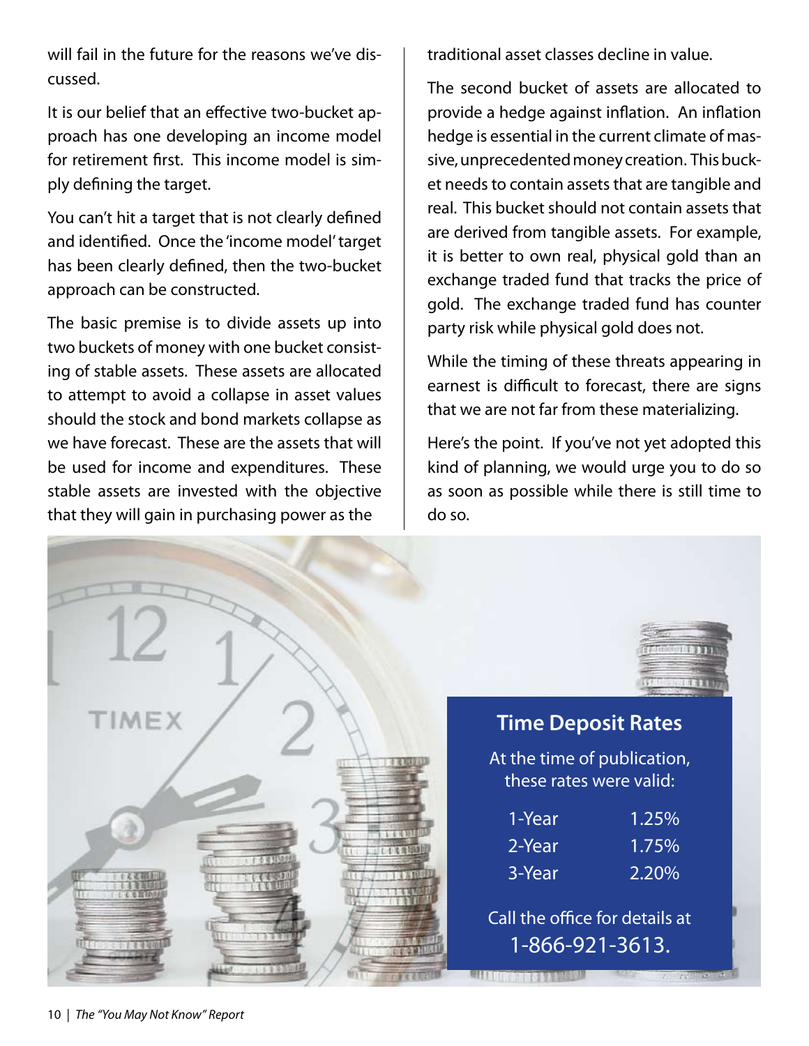will fail in the future for the reasons we've discussed.

It is our belief that an effective two-bucket approach has one developing an income model for retirement first. This income model is simply defining the target.

You can't hit a target that is not clearly defined and identified. Once the 'income model' target has been clearly defined, then the two-bucket approach can be constructed.

The basic premise is to divide assets up into two buckets of money with one bucket consisting of stable assets. These assets are allocated to attempt to avoid a collapse in asset values should the stock and bond markets collapse as we have forecast. These are the assets that will be used for income and expenditures. These stable assets are invested with the objective that they will gain in purchasing power as the traditional asset classes decline in value.

The second bucket of assets are allocated to provide a hedge against inflation. An inflation hedge is essential in the current climate of massive, unprecedented money creation. This bucket needs to contain assets that are tangible and real. This bucket should not contain assets that are derived from tangible assets. For example, it is better to own real, physical gold than an exchange traded fund that tracks the price of gold. The exchange traded fund has counter party risk while physical gold does not.

While the timing of these threats appearing in earnest is difficult to forecast, there are signs that we are not far from these materializing.

Here's the point. If you've not yet adopted this kind of planning, we would urge you to do so as soon as possible while there is still time to do so.

## Time Deposit Rates

At the time of publication, these rates were valid:

| Term | Rate |
|---|---|
| 1-Year | 1.25% |
| 2-Year | 1.75% |
| 3-Year | 2.20% |

Call the office for details at 1-866-921-3613.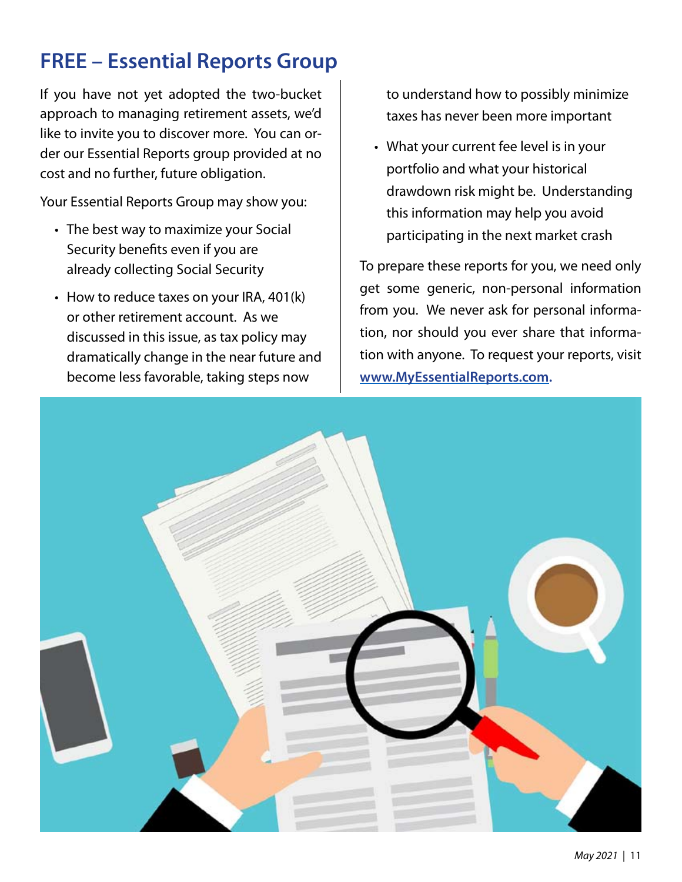# FREE – Essential Reports Group

If you have not yet adopted the two-bucket approach to managing retirement assets, we'd like to invite you to discover more. You can order our Essential Reports group provided at no cost and no further, future obligation.

Your Essential Reports Group may show you:

- The best way to maximize your Social Security benefits even if you are already collecting Social Security
- How to reduce taxes on your IRA, 401(k) or other retirement account. As we discussed in this issue, as tax policy may dramatically change in the near future and become less favorable, taking steps now to understand how to possibly minimize taxes has never been more important
- What your current fee level is in your portfolio and what your historical drawdown risk might be. Understanding this information may help you avoid participating in the next market crash

To prepare these reports for you, we need only get some generic, non-personal information from you. We never ask for personal information, nor should you ever share that information with anyone. To request your reports, visit **www.MyEssentialReports.com.**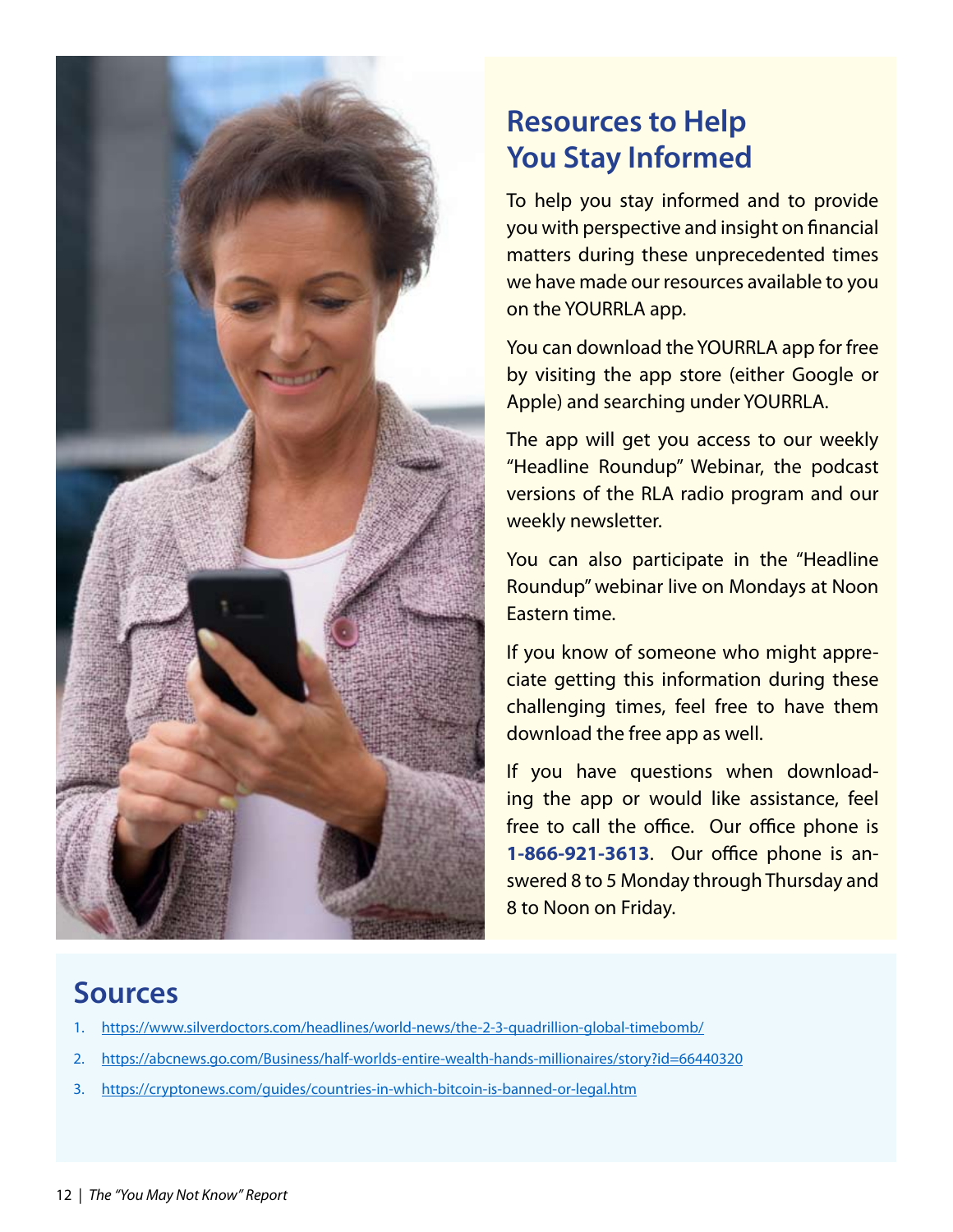## Resources to Help You Stay Informed

To help you stay informed and to provide you with perspective and insight on financial matters during these unprecedented times we have made our resources available to you on the YOURRLA app.

You can download the YOURRLA app for free by visiting the app store (either Google or Apple) and searching under YOURRLA.

The app will get you access to our weekly "Headline Roundup" Webinar, the podcast versions of the RLA radio program and our weekly newsletter.

You can also participate in the "Headline Roundup" webinar live on Mondays at Noon Eastern time.

If you know of someone who might appreciate getting this information during these challenging times, feel free to have them download the free app as well.

If you have questions when downloading the app or would like assistance, feel free to call the office. Our office phone is **1-866-921-3613**. Our office phone is answered 8 to 5 Monday through Thursday and 8 to Noon on Friday.

## Sources

1. https://www.silverdoctors.com/headlines/world-news/the-2-3-quadrillion-global-timebomb/
2. https://abcnews.go.com/Business/half-worlds-entire-wealth-hands-millionaires/story?id=66440320
3. https://cryptonews.com/guides/countries-in-which-bitcoin-is-banned-or-legal.htm